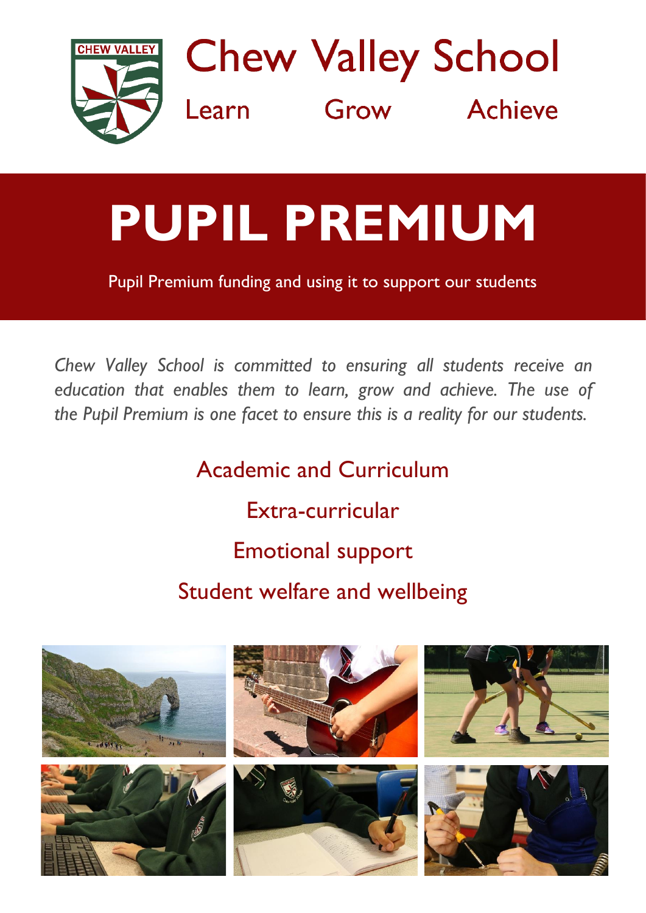# Chew Valley School

Learn Grow Achieve

# PUPIL PREMIUM

Pupil Premium funding and using it to support our students

*Chew Valley School is committed to ensuring all students receive an education that enables them to learn, grow and achieve. The use of the Pupil Premium is one facet to ensure this is a reality for our students.*

Academic and Curriculum

Extra-curricular

Emotional support

Student welfare and wellbeing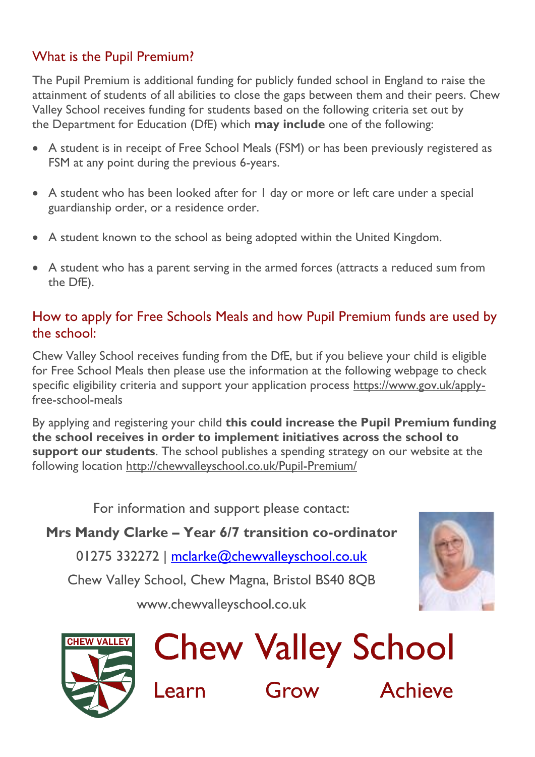## What is the Pupil Premium?

The Pupil Premium is additional funding for publicly funded school in England to raise the attainment of students of all abilities to close the gaps between them and their peers. Chew Valley School receives funding for students based on the following criteria set out by the Department for Education (DfE) which **may include** one of the following:

- A student is in receipt of Free School Meals (FSM) or has been previously registered as FSM at any point during the previous 6-years.
- A student who has been looked after for 1 day or more or left care under a special guardianship order, or a residence order.
- A student known to the school as being adopted within the United Kingdom.
- A student who has a parent serving in the armed forces (attracts a reduced sum from the DfE).

## How to apply for Free Schools Meals and how Pupil Premium funds are used by the school:

Chew Valley School receives funding from the DfE, but if you believe your child is eligible for Free School Meals then please use the information at the following webpage to check specific eligibility criteria and support your application process https://www.gov.uk/apply-free-school-meals

By applying and registering your child **this could increase the Pupil Premium funding the school receives in order to implement initiatives across the school to support our students**. The school publishes a spending strategy on our website at the following location http://chewvalleyschool.co.uk/Pupil-Premium/

For information and support please contact:

**Mrs Mandy Clarke – Year 6/7 transition co-ordinator**

01275 332272 | mclarke@chewvalleyschool.co.uk

Chew Valley School, Chew Magna, Bristol BS40 8QB

www.chewvalleyschool.co.uk

CHEW VALLEY

# Chew Valley School

Learn Grow Achieve